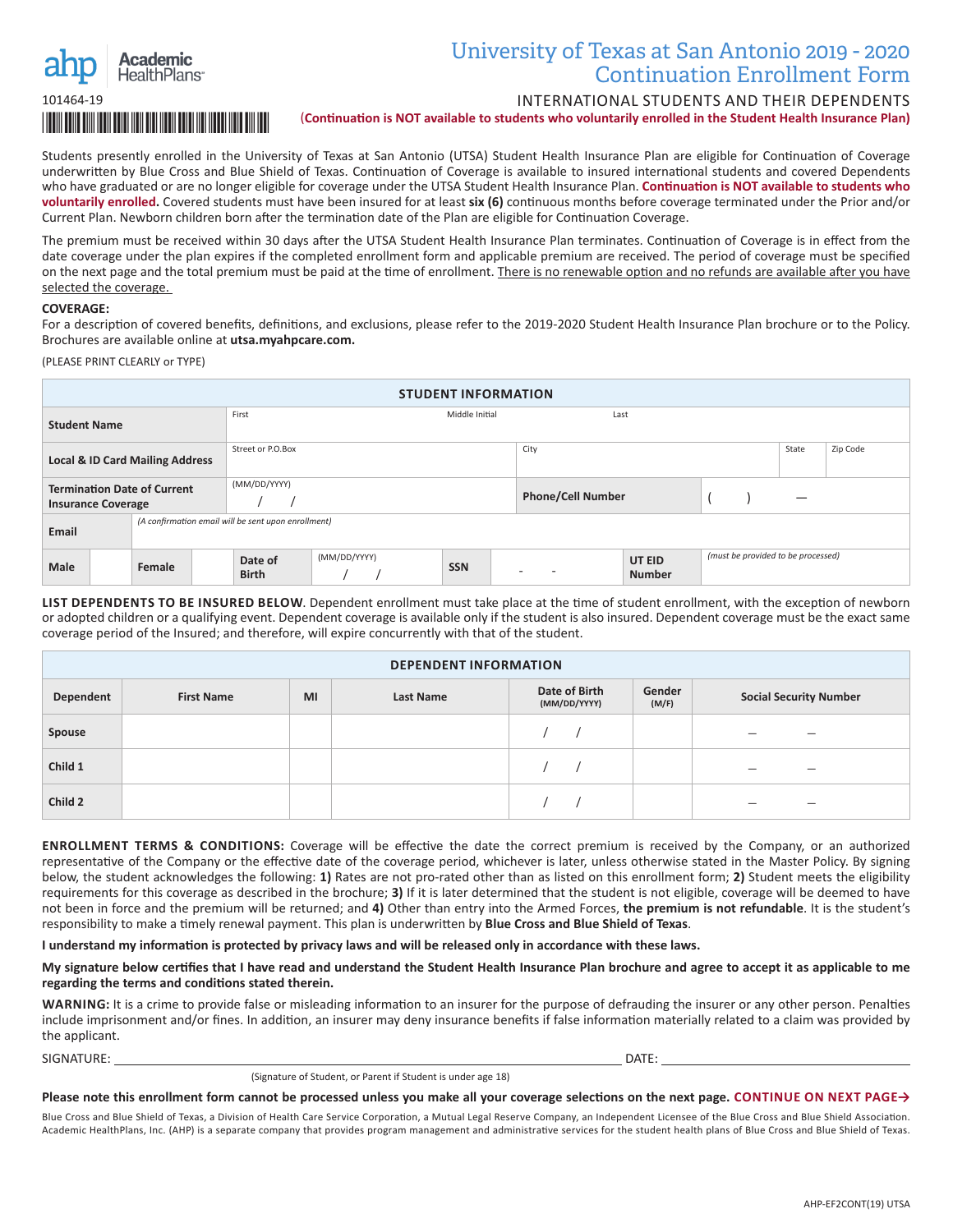Academic HealthPlans

101464-19

# University of Texas at San Antonio 2019 - 2020 Continuation Enrollment Form

## INTERNATIONAL STUDENTS AND THEIR DEPENDENTS

**(Continuation is NOT available to students who voluntarily enrolled in the Student Health Insurance Plan)**

Students presently enrolled in the University of Texas at San Antonio (UTSA) Student Health Insurance Plan are eligible for Continuation of Coverage underwritten by Blue Cross and Blue Shield of Texas. Continuation of Coverage is available to insured international students and covered Dependents who have graduated or are no longer eligible for coverage under the UTSA Student Health Insurance Plan. **Continuation is NOT available to students who voluntarily enrolled.** Covered students must have been insured for at least **six (6)** continuous months before coverage terminated under the Prior and/or Current Plan. Newborn children born after the termination date of the Plan are eligible for Continuation Coverage.

The premium must be received within 30 days after the UTSA Student Health Insurance Plan terminates. Continuation of Coverage is in effect from the date coverage under the plan expires if the completed enrollment form and applicable premium are received. The period of coverage must be specified on the next page and the total premium must be paid at the time of enrollment. There is no renewable option and no refunds are available after you have selected the coverage.

**COVERAGE:**
For a description of covered benefits, definitions, and exclusions, please refer to the 2019-2020 Student Health Insurance Plan brochure or to the Policy. Brochures are available online at **utsa.myahpcare.com.**

(PLEASE PRINT CLEARLY or TYPE)

| STUDENT INFORMATION | | | | | | | | | |
|---|---|---|---|---|---|---|---|---|---|
| **Student Name** | First | | | Middle Initial | | Last | | | |
| **Local & ID Card Mailing Address** | Street or P.O.Box | | | | City | | | State | Zip Code |
| **Termination Date of Current Insurance Coverage** | (MM/DD/YYYY) / / | | | | **Phone/Cell Number** | | ( ) — | | |
| **Email** | *(A confirmation email will be sent upon enrollment)* | | | | | | | | |
| **Male** | | **Female** | | **Date of Birth** | (MM/DD/YYYY) / / | **SSN** | - - | **UT EID Number** | *(must be provided to be processed)* |

**LIST DEPENDENTS TO BE INSURED BELOW**. Dependent enrollment must take place at the time of student enrollment, with the exception of newborn or adopted children or a qualifying event. Dependent coverage is available only if the student is also insured. Dependent coverage must be the exact same coverage period of the Insured; and therefore, will expire concurrently with that of the student.

| Dependent | First Name | MI | Last Name | Date of Birth (MM/DD/YYYY) | Gender (M/F) | Social Security Number |
|---|---|---|---|---|---|---|
| **Spouse** | | | | / / | | — — |
| **Child 1** | | | | / / | | — — |
| **Child 2** | | | | / / | | — — |

**ENROLLMENT TERMS & CONDITIONS:** Coverage will be effective the date the correct premium is received by the Company, or an authorized representative of the Company or the effective date of the coverage period, whichever is later, unless otherwise stated in the Master Policy. By signing below, the student acknowledges the following: **1)** Rates are not pro-rated other than as listed on this enrollment form; **2)** Student meets the eligibility requirements for this coverage as described in the brochure; **3)** If it is later determined that the student is not eligible, coverage will be deemed to have not been in force and the premium will be returned; and **4)** Other than entry into the Armed Forces, **the premium is not refundable**. It is the student's responsibility to make a timely renewal payment. This plan is underwritten by **Blue Cross and Blue Shield of Texas**.

**I understand my information is protected by privacy laws and will be released only in accordance with these laws.**

**My signature below certifies that I have read and understand the Student Health Insurance Plan brochure and agree to accept it as applicable to me regarding the terms and conditions stated therein.**

**WARNING:** It is a crime to provide false or misleading information to an insurer for the purpose of defrauding the insurer or any other person. Penalties include imprisonment and/or fines. In addition, an insurer may deny insurance benefits if false information materially related to a claim was provided by the applicant.

SIGNATURE: ______________________________ DATE: ______________

(Signature of Student, or Parent if Student is under age 18)

**Please note this enrollment form cannot be processed unless you make all your coverage selections on the next page. CONTINUE ON NEXT PAGE→**

Blue Cross and Blue Shield of Texas, a Division of Health Care Service Corporation, a Mutual Legal Reserve Company, an Independent Licensee of the Blue Cross and Blue Shield Association. Academic HealthPlans, Inc. (AHP) is a separate company that provides program management and administrative services for the student health plans of Blue Cross and Blue Shield of Texas.

AHP-EF2CONT(19) UTSA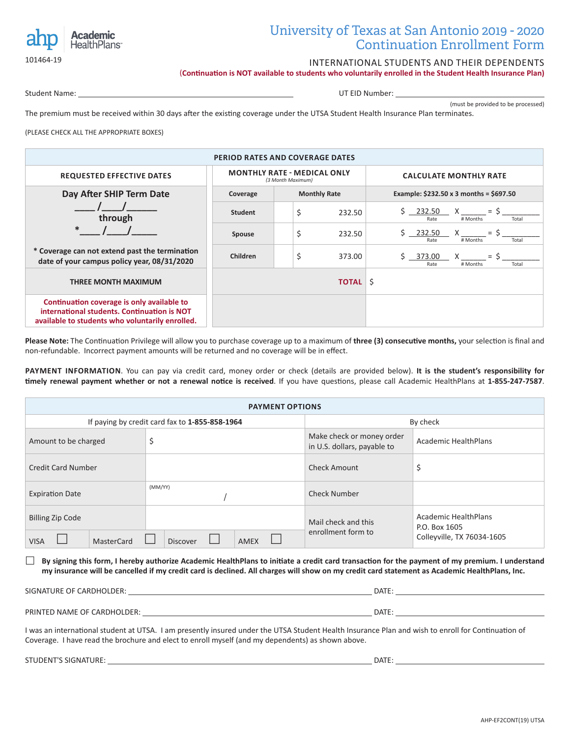ahp Academic HealthPlans

101464-19

# University of Texas at San Antonio 2019 - 2020 Continuation Enrollment Form

INTERNATIONAL STUDENTS AND THEIR DEPENDENTS

**(Continuation is NOT available to students who voluntarily enrolled in the Student Health Insurance Plan)**

Student Name: ______________________________ UT EID Number: ______________________________
(must be provided to be processed)

The premium must be received within 30 days after the existing coverage under the UTSA Student Health Insurance Plan terminates.

(PLEASE CHECK ALL THE APPROPRIATE BOXES)

| PERIOD RATES AND COVERAGE DATES | | | |
|---|---|---|---|
| **REQUESTED EFFECTIVE DATES** | **MONTHLY RATE - MEDICAL ONLY** *(3 Month Maximum)* | | **CALCULATE MONTHLY RATE** |
| **Day After SHIP Term Date** ____/____/______ through *____/____/______ | **Coverage** | **Monthly Rate** | **Example: $232.50 x 3 months = $697.50** |
| | **Student** | $ 232.50 | $ 232.50 (Rate) X ______ (# Months) = $ ________ (Total) |
| | **Spouse** | $ 232.50 | $ 232.50 (Rate) X ______ (# Months) = $ ________ (Total) |
| **\* Coverage can not extend past the termination date of your campus policy year, 08/31/2020** | **Children** | $ 373.00 | $ 373.00 (Rate) X ______ (# Months) = $ ________ (Total) |
| **THREE MONTH MAXIMUM** | | **TOTAL** | $ |
| **Continuation coverage is only available to international students. Continuation is NOT available to students who voluntarily enrolled.** | | | |

**Please Note:** The Continuation Privilege will allow you to purchase coverage up to a maximum of **three (3) consecutive months,** your selection is final and non-refundable. Incorrect payment amounts will be returned and no coverage will be in effect.

**PAYMENT INFORMATION**. You can pay via credit card, money order or check (details are provided below). **It is the student's responsibility for timely renewal payment whether or not a renewal notice is received**. If you have questions, please call Academic HealthPlans at **1-855-247-7587**.

| PAYMENT OPTIONS | | | |
|---|---|---|---|
| If paying by credit card fax to **1-855-858-1964** | | By check | |
| Amount to be charged | $ | Make check or money order in U.S. dollars, payable to | Academic HealthPlans |
| Credit Card Number | | Check Amount | $ |
| Expiration Date | (MM/YY) / | Check Number | |
| Billing Zip Code | | Mail check and this enrollment form to | Academic HealthPlans P.O. Box 1605 Colleyville, TX 76034-1605 |
| VISA ☐ MasterCard ☐ Discover ☐ AMEX ☐ | | | |

☐ **By signing this form, I hereby authorize Academic HealthPlans to initiate a credit card transaction for the payment of my premium. I understand my insurance will be cancelled if my credit card is declined. All charges will show on my credit card statement as Academic HealthPlans, Inc.**

SIGNATURE OF CARDHOLDER: ______________________________ DATE: ______________

PRINTED NAME OF CARDHOLDER: ______________________________ DATE: ______________

I was an international student at UTSA. I am presently insured under the UTSA Student Health Insurance Plan and wish to enroll for Continuation of Coverage. I have read the brochure and elect to enroll myself (and my dependents) as shown above.

STUDENT'S SIGNATURE: ______________________________ DATE: ______________

AHP-EF2CONT(19) UTSA